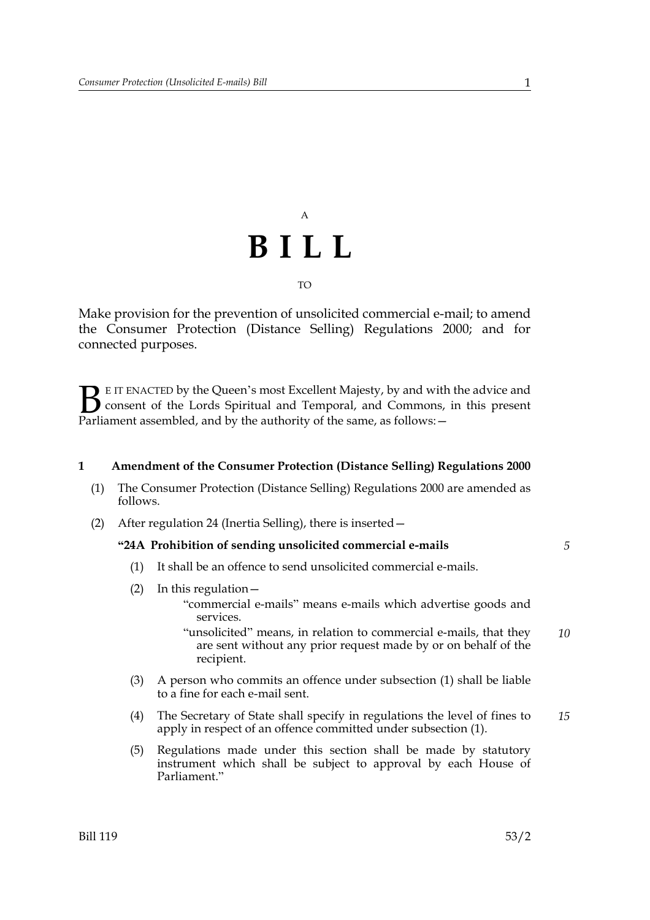A

# BILL

TO

Make provision for the prevention of unsolicited commercial e-mail; to amend the Consumer Protection (Distance Selling) Regulations 2000; and for connected purposes.

BE IT ENACTED by the Queen's most Excellent Majesty, by and with the advice and consent of the Lords Spiritual and Temporal, and Commons, in this present Parliament assembled, and by the authority of the same, as follows:—

## 1 Amendment of the Consumer Protection (Distance Selling) Regulations 2000

(1) The Consumer Protection (Distance Selling) Regulations 2000 are amended as follows.

(2) After regulation 24 (Inertia Selling), there is inserted—

**"24A Prohibition of sending unsolicited commercial e-mails**

(1) It shall be an offence to send unsolicited commercial e-mails.

(2) In this regulation—

"commercial e-mails" means e-mails which advertise goods and services.

"unsolicited" means, in relation to commercial e-mails, that they are sent without any prior request made by or on behalf of the recipient.

(3) A person who commits an offence under subsection (1) shall be liable to a fine for each e-mail sent.

(4) The Secretary of State shall specify in regulations the level of fines to apply in respect of an offence committed under subsection (1).

(5) Regulations made under this section shall be made by statutory instrument which shall be subject to approval by each House of Parliament."

Bill 119 53/2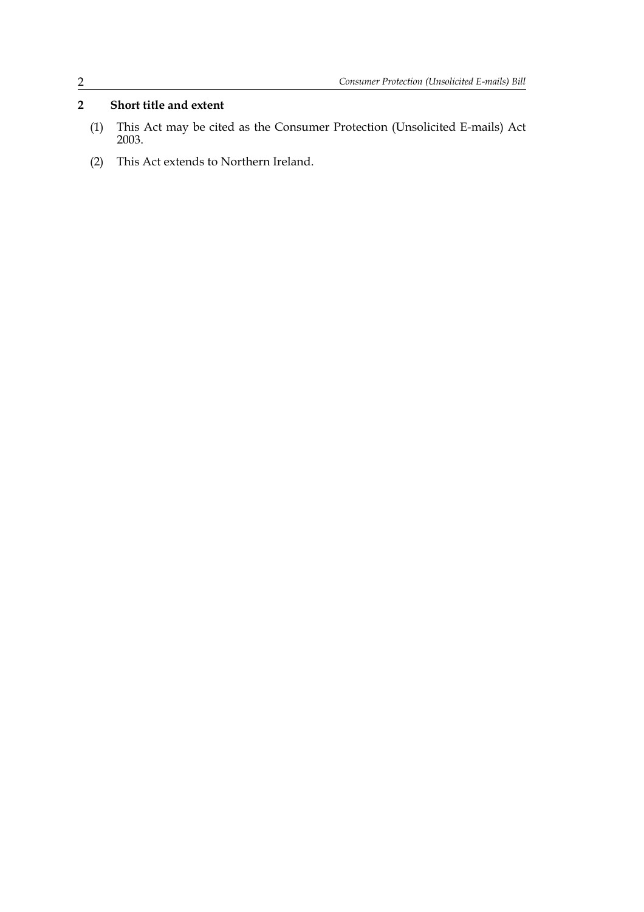## 2 Short title and extent

(1) This Act may be cited as the Consumer Protection (Unsolicited E-mails) Act 2003.

(2) This Act extends to Northern Ireland.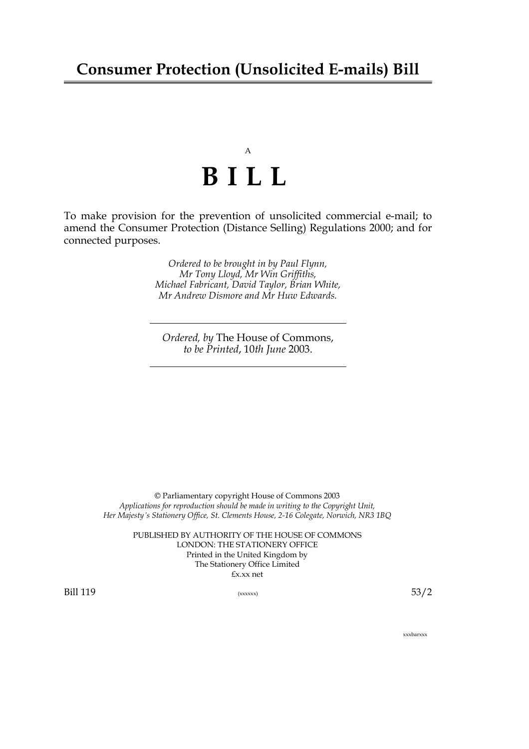# Consumer Protection (Unsolicited E-mails) Bill

A

# BILL

To make provision for the prevention of unsolicited commercial e-mail; to amend the Consumer Protection (Distance Selling) Regulations 2000; and for connected purposes.

*Ordered to be brought in by Paul Flynn, Mr Tony Lloyd, Mr Win Griffiths, Michael Fabricant, David Taylor, Brian White, Mr Andrew Dismore and Mr Huw Edwards.*

---

*Ordered, by* The House of Commons, *to be Printed*, 10*th June* 2003.

---

© Parliamentary copyright House of Commons 2003
*Applications for reproduction should be made in writing to the Copyright Unit, Her Majesty's Stationery Office, St. Clements House, 2-16 Colegate, Norwich, NR3 1BQ*

PUBLISHED BY AUTHORITY OF THE HOUSE OF COMMONS
LONDON: THE STATIONERY OFFICE
Printed in the United Kingdom by
The Stationery Office Limited
£x.xx net

Bill 119 (xxxxxx) 53/2

xxxbarxxx